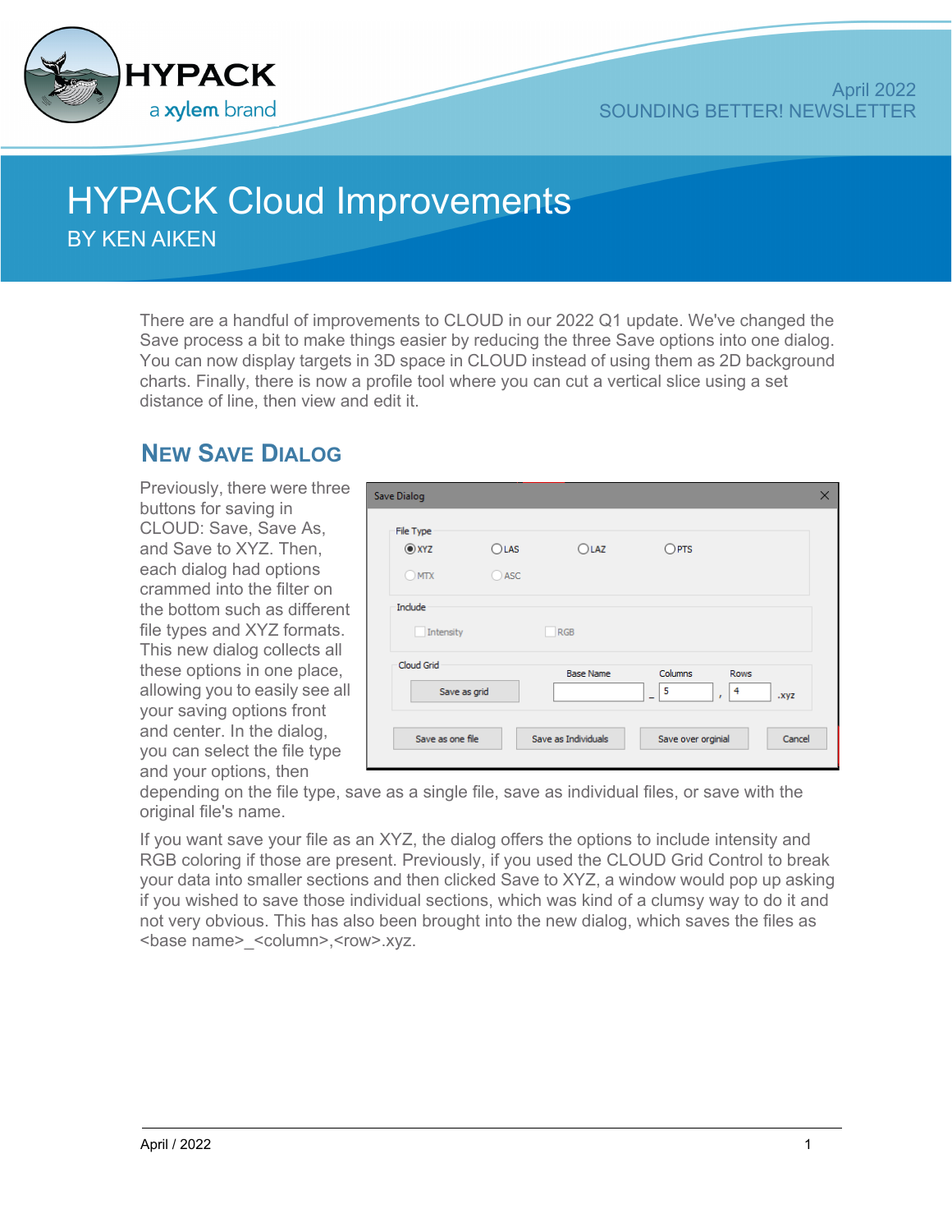April 2022
SOUNDING BETTER! NEWSLETTER

# HYPACK Cloud Improvements

BY KEN AIKEN

There are a handful of improvements to CLOUD in our 2022 Q1 update. We've changed the Save process a bit to make things easier by reducing the three Save options into one dialog. You can now display targets in 3D space in CLOUD instead of using them as 2D background charts. Finally, there is now a profile tool where you can cut a vertical slice using a set distance of line, then view and edit it.

## New Save Dialog

Previously, there were three buttons for saving in CLOUD: Save, Save As, and Save to XYZ. Then, each dialog had options crammed into the filter on the bottom such as different file types and XYZ formats. This new dialog collects all these options in one place, allowing you to easily see all your saving options front and center. In the dialog, you can select the file type and your options, then depending on the file type, save as a single file, save as individual files, or save with the original file's name.

If you want save your file as an XYZ, the dialog offers the options to include intensity and RGB coloring if those are present. Previously, if you used the CLOUD Grid Control to break your data into smaller sections and then clicked Save to XYZ, a window would pop up asking if you wished to save those individual sections, which was kind of a clumsy way to do it and not very obvious. This has also been brought into the new dialog, which saves the files as <base name>_<column>,<row>.xyz.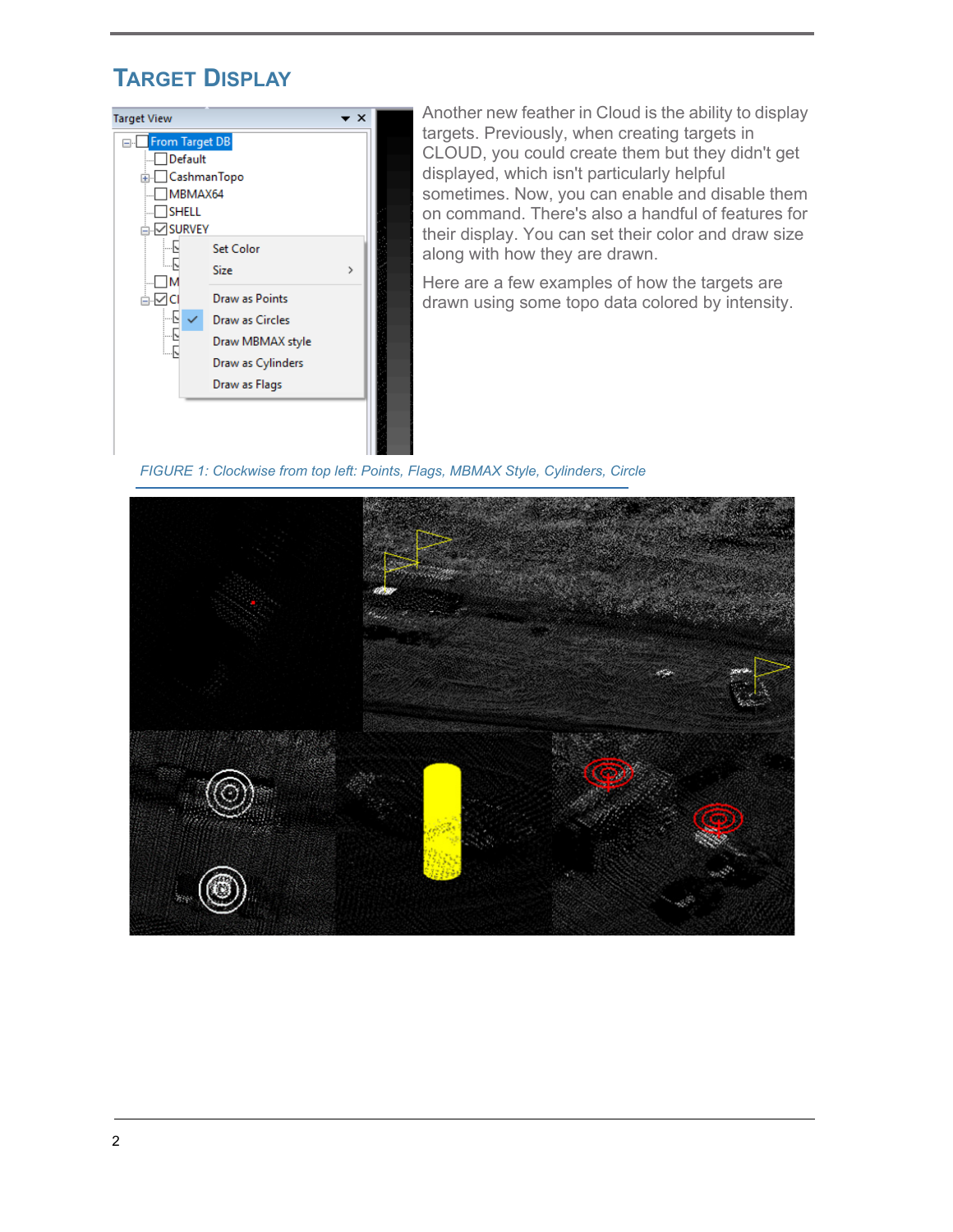## TARGET DISPLAY

Another new feather in Cloud is the ability to display targets. Previously, when creating targets in CLOUD, you could create them but they didn't get displayed, which isn't particularly helpful sometimes. Now, you can enable and disable them on command. There's also a handful of features for their display. You can set their color and draw size along with how they are drawn.

Here are a few examples of how the targets are drawn using some topo data colored by intensity.

*FIGURE 1: Clockwise from top left: Points, Flags, MBMAX Style, Cylinders, Circle*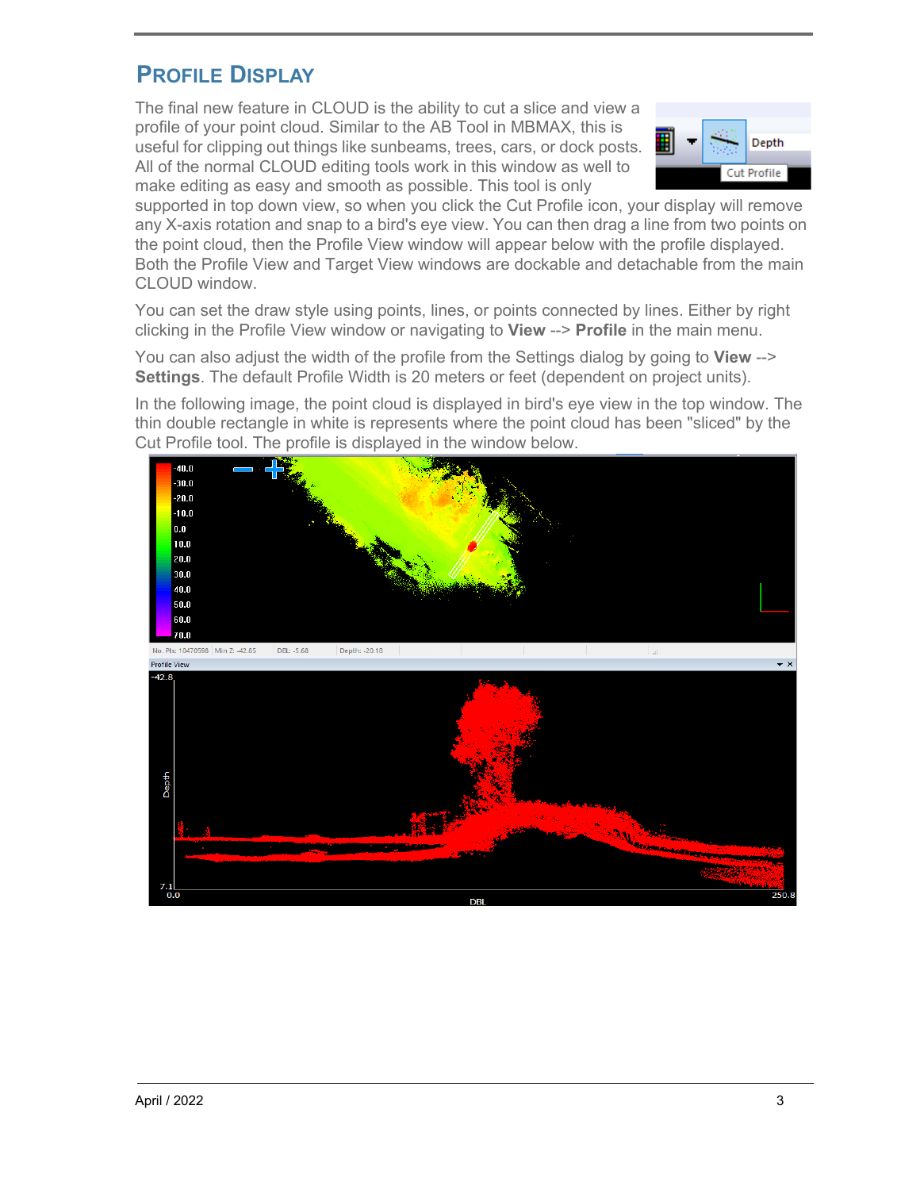## Profile Display

The final new feature in CLOUD is the ability to cut a slice and view a profile of your point cloud. Similar to the AB Tool in MBMAX, this is useful for clipping out things like sunbeams, trees, cars, or dock posts. All of the normal CLOUD editing tools work in this window as well to make editing as easy and smooth as possible. This tool is only supported in top down view, so when you click the Cut Profile icon, your display will remove any X-axis rotation and snap to a bird's eye view. You can then drag a line from two points on the point cloud, then the Profile View window will appear below with the profile displayed. Both the Profile View and Target View windows are dockable and detachable from the main CLOUD window.

Depth

Cut Profile

You can set the draw style using points, lines, or points connected by lines. Either by right clicking in the Profile View window or navigating to **View** --> **Profile** in the main menu.

You can also adjust the width of the profile from the Settings dialog by going to **View** --> **Settings**. The default Profile Width is 20 meters or feet (dependent on project units).

In the following image, the point cloud is displayed in bird's eye view in the top window. The thin double rectangle in white is represents where the point cloud has been "sliced" by the Cut Profile tool. The profile is displayed in the window below.

-40.0
-30.0
-20.0
-10.0
0.0
10.0
20.0
30.0
40.0
50.0
60.0
70.0

No. Pts: 10470598 | Min Z: -42.85 | DBL: -5.68 | Depth: -20.18

Profile View

-42.8

Depth

7.1

0.0

DBL

250.8